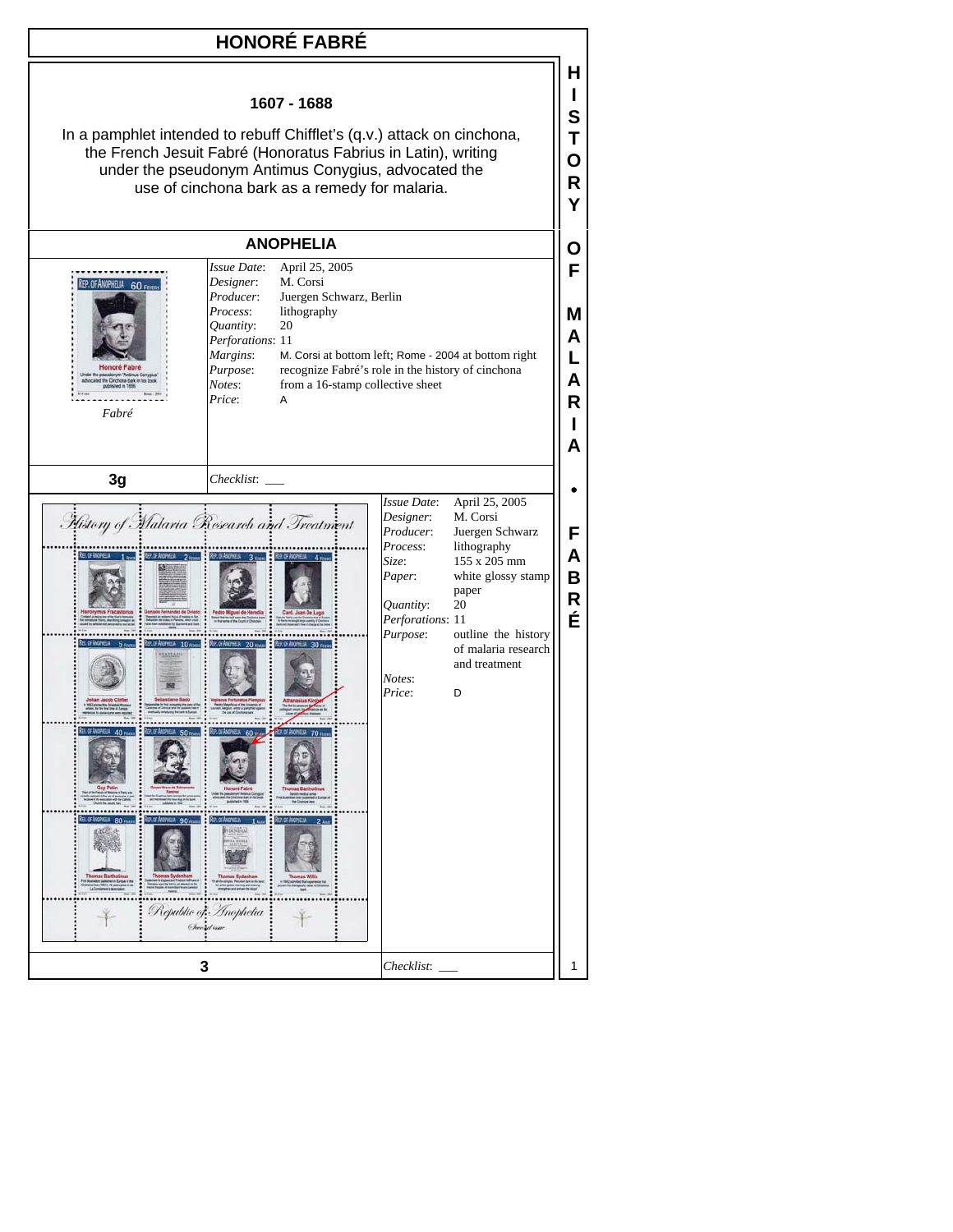# HONORÉ FABRÉ

**1607 - 1688**

In a pamphlet intended to rebuff Chifflet's (q.v.) attack on cinchona, the French Jesuit Fabré (Honoratus Fabrius in Latin), writing under the pseudonym Antimus Conygius, advocated the use of cinchona bark as a remedy for malaria.

## ANOPHELIA

*Fabré*

| | |
|---|---|
| *Issue Date*: | April 25, 2005 |
| *Designer*: | M. Corsi |
| *Producer*: | Juergen Schwarz, Berlin |
| *Process*: | lithography |
| *Quantity*: | 20 |
| *Perforations*: | 11 |
| *Margins*: | M. Corsi at bottom left; Rome - 2004 at bottom right |
| *Purpose*: | recognize Fabré's role in the history of cinchona |
| *Notes*: | from a 16-stamp collective sheet |
| *Price*: | A |

**3g** *Checklist*: ___

| | |
|---|---|
| *Issue Date*: | April 25, 2005 |
| *Designer*: | M. Corsi |
| *Producer*: | Juergen Schwarz |
| *Process*: | lithography |
| *Size*: | 155 x 205 mm |
| *Paper*: | white glossy stamp paper |
| *Quantity*: | 20 |
| *Perforations*: | 11 |
| *Purpose*: | outline the history of malaria research and treatment |
| *Notes*: | |
| *Price*: | D |

**3** *Checklist*: ___

HISTORY OF MALARIA • FABRÉ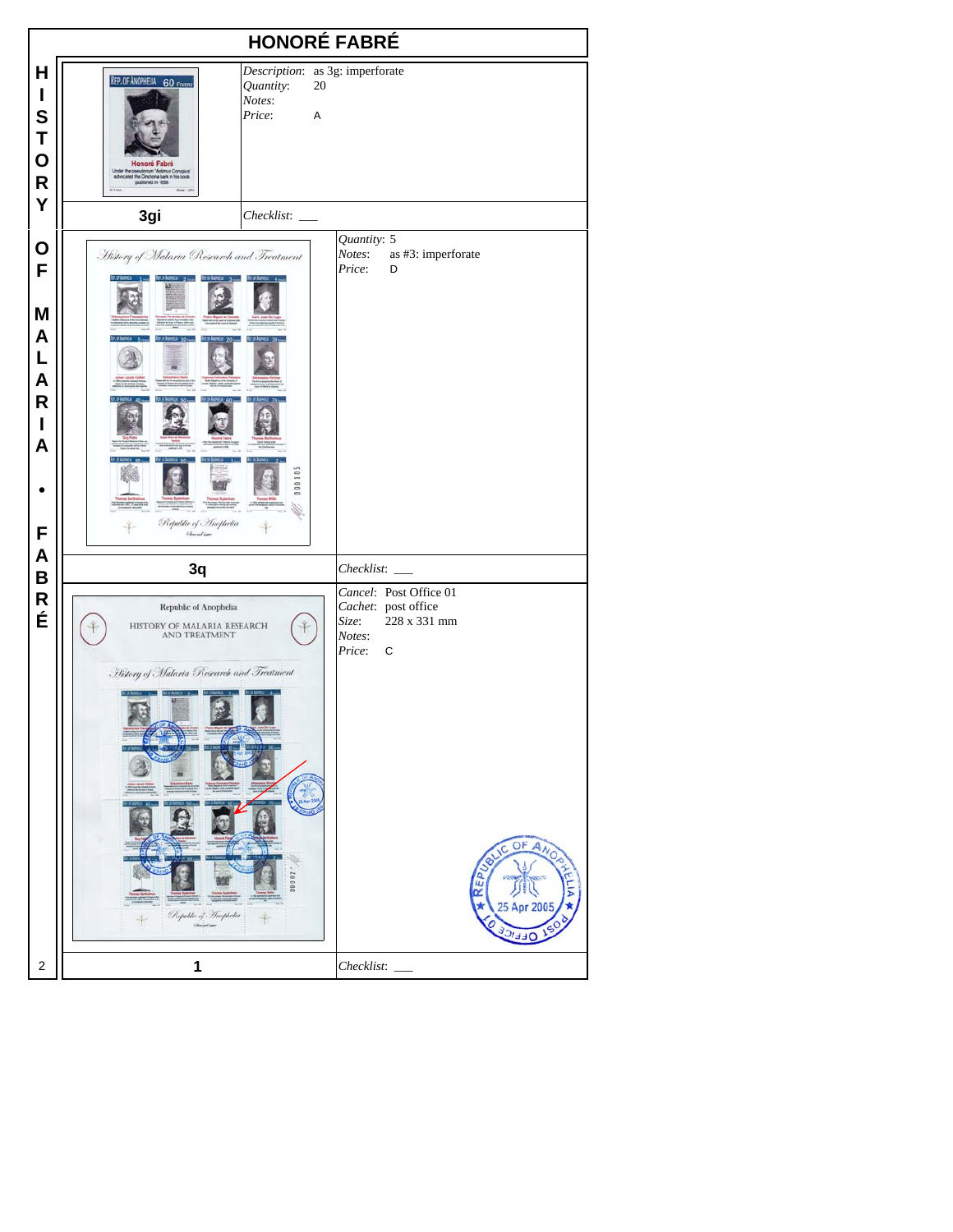# HONORÉ FABRÉ

HISTORY OF MALARIA • FABRÉ

| | |
|---|---|
| **3gi** | *Description*: as 3g: imperforate<br>*Quantity*: 20<br>*Notes*:<br>*Price*: A<br><br>*Checklist*: ___ |
| **3q** | *Quantity*: 5<br>*Notes*: as #3: imperforate<br>*Price*: D<br><br>*Checklist*: ___ |
| **1** | *Cancel*: Post Office 01<br>*Cachet*: post office<br>*Size*: 228 x 331 mm<br>*Notes*:<br>*Price*: C<br><br>*Checklist*: ___ |